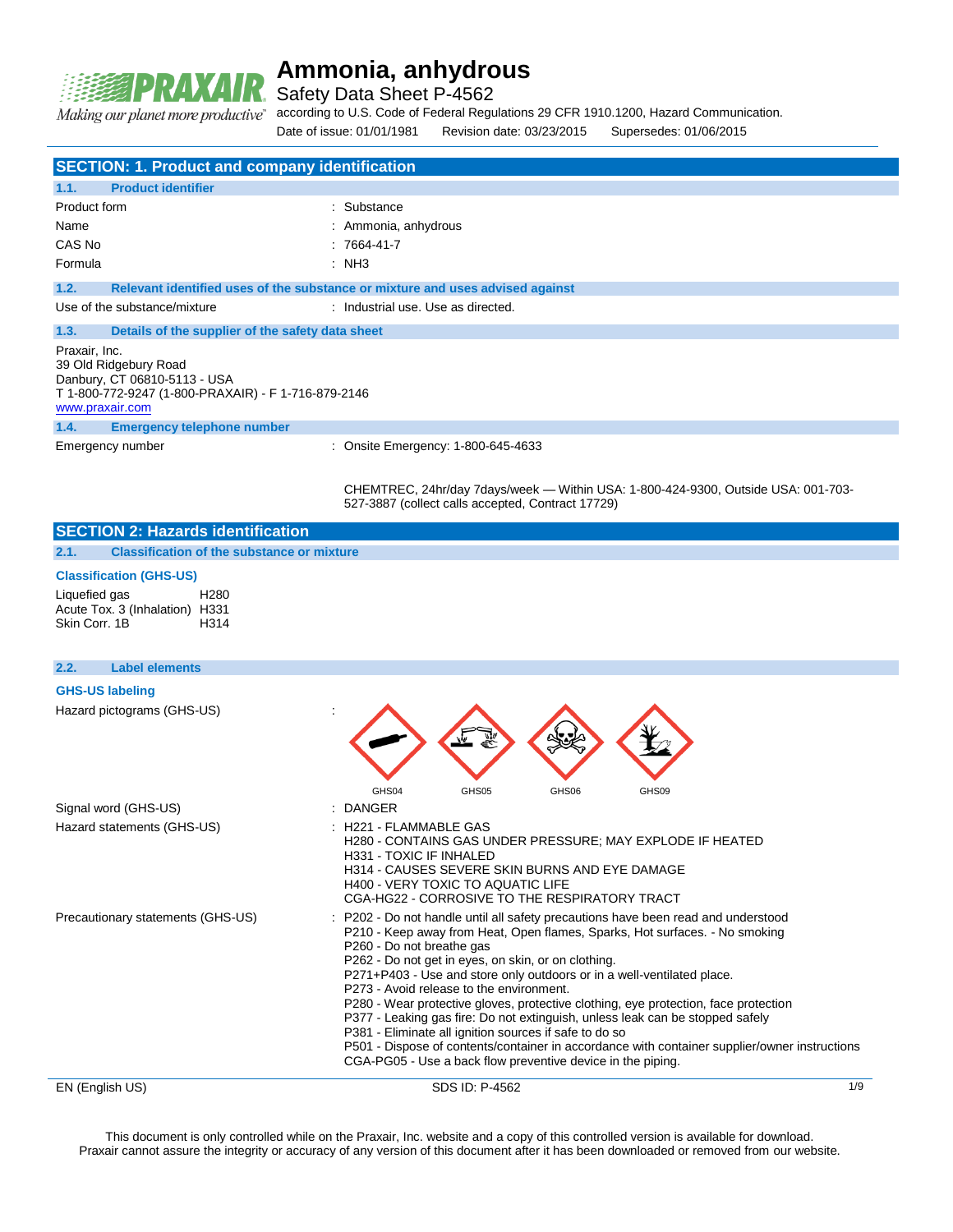# Ammonia, anhydrous

Safety Data Sheet P-4562

according to U.S. Code of Federal Regulations 29 CFR 1910.1200, Hazard Communication.

Date of issue: 01/01/1981 Revision date: 03/23/2015 Supersedes: 01/06/2015

## SECTION: 1. Product and company identification

### 1.1. Product identifier

| | |
|---|---|
| Product form | : Substance |
| Name | : Ammonia, anhydrous |
| CAS No | : 7664-41-7 |
| Formula | : NH3 |

### 1.2. Relevant identified uses of the substance or mixture and uses advised against

| | |
|---|---|
| Use of the substance/mixture | : Industrial use. Use as directed. |

### 1.3. Details of the supplier of the safety data sheet

Praxair, Inc.
39 Old Ridgebury Road
Danbury, CT 06810-5113 - USA
T 1-800-772-9247 (1-800-PRAXAIR) - F 1-716-879-2146
www.praxair.com

### 1.4. Emergency telephone number

| | |
|---|---|
| Emergency number | : Onsite Emergency: 1-800-645-4633 |
| | CHEMTREC, 24hr/day 7days/week — Within USA: 1-800-424-9300, Outside USA: 001-703-527-3887 (collect calls accepted, Contract 17729) |

## SECTION 2: Hazards identification

### 2.1. Classification of the substance or mixture

**Classification (GHS-US)**

| | |
|---|---|
| Liquefied gas | H280 |
| Acute Tox. 3 (Inhalation) | H331 |
| Skin Corr. 1B | H314 |

### 2.2. Label elements

**GHS-US labeling**

Hazard pictograms (GHS-US) : GHS04 GHS05 GHS06 GHS09

Signal word (GHS-US) : DANGER

Hazard statements (GHS-US) :
- H221 - FLAMMABLE GAS
- H280 - CONTAINS GAS UNDER PRESSURE; MAY EXPLODE IF HEATED
- H331 - TOXIC IF INHALED
- H314 - CAUSES SEVERE SKIN BURNS AND EYE DAMAGE
- H400 - VERY TOXIC TO AQUATIC LIFE
- CGA-HG22 - CORROSIVE TO THE RESPIRATORY TRACT

Precautionary statements (GHS-US) :
- P202 - Do not handle until all safety precautions have been read and understood
- P210 - Keep away from Heat, Open flames, Sparks, Hot surfaces. - No smoking
- P260 - Do not breathe gas
- P262 - Do not get in eyes, on skin, or on clothing.
- P271+P403 - Use and store only outdoors or in a well-ventilated place.
- P273 - Avoid release to the environment.
- P280 - Wear protective gloves, protective clothing, eye protection, face protection
- P377 - Leaking gas fire: Do not extinguish, unless leak can be stopped safely
- P381 - Eliminate all ignition sources if safe to do so
- P501 - Dispose of contents/container in accordance with container supplier/owner instructions
- CGA-PG05 - Use a back flow preventive device in the piping.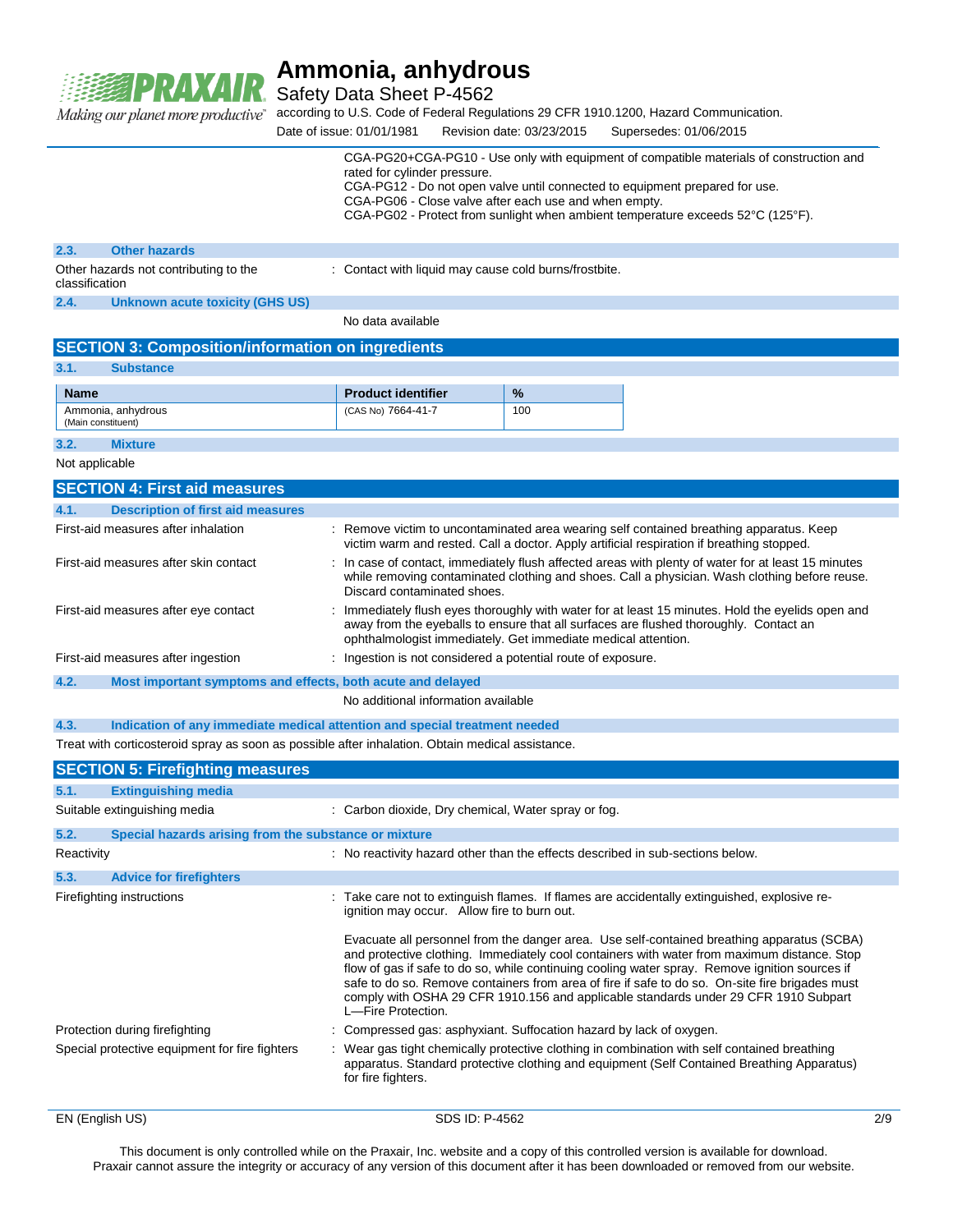CGA-PG20+CGA-PG10 - Use only with equipment of compatible materials of construction and rated for cylinder pressure.
CGA-PG12 - Do not open valve until connected to equipment prepared for use.
CGA-PG06 - Close valve after each use and when empty.
CGA-PG02 - Protect from sunlight when ambient temperature exceeds 52°C (125°F).

### 2.3. Other hazards

Other hazards not contributing to the classification : Contact with liquid may cause cold burns/frostbite.

### 2.4. Unknown acute toxicity (GHS US)

No data available

## SECTION 3: Composition/information on ingredients

### 3.1. Substance

| Name | Product identifier | % |
|---|---|---|
| Ammonia, anhydrous (Main constituent) | (CAS No) 7664-41-7 | 100 |

### 3.2. Mixture

Not applicable

## SECTION 4: First aid measures

### 4.1. Description of first aid measures

First-aid measures after inhalation : Remove victim to uncontaminated area wearing self contained breathing apparatus. Keep victim warm and rested. Call a doctor. Apply artificial respiration if breathing stopped.

First-aid measures after skin contact : In case of contact, immediately flush affected areas with plenty of water for at least 15 minutes while removing contaminated clothing and shoes. Call a physician. Wash clothing before reuse. Discard contaminated shoes.

First-aid measures after eye contact : Immediately flush eyes thoroughly with water for at least 15 minutes. Hold the eyelids open and away from the eyeballs to ensure that all surfaces are flushed thoroughly. Contact an ophthalmologist immediately. Get immediate medical attention.

First-aid measures after ingestion : Ingestion is not considered a potential route of exposure.

### 4.2. Most important symptoms and effects, both acute and delayed

No additional information available

### 4.3. Indication of any immediate medical attention and special treatment needed

Treat with corticosteroid spray as soon as possible after inhalation. Obtain medical assistance.

## SECTION 5: Firefighting measures

### 5.1. Extinguishing media

Suitable extinguishing media : Carbon dioxide, Dry chemical, Water spray or fog.

### 5.2. Special hazards arising from the substance or mixture

Reactivity : No reactivity hazard other than the effects described in sub-sections below.

### 5.3. Advice for firefighters

Firefighting instructions : Take care not to extinguish flames. If flames are accidentally extinguished, explosive re-ignition may occur. Allow fire to burn out.

Evacuate all personnel from the danger area. Use self-contained breathing apparatus (SCBA) and protective clothing. Immediately cool containers with water from maximum distance. Stop flow of gas if safe to do so, while continuing cooling water spray. Remove ignition sources if safe to do so. Remove containers from area of fire if safe to do so. On-site fire brigades must comply with OSHA 29 CFR 1910.156 and applicable standards under 29 CFR 1910 Subpart L—Fire Protection.

Protection during firefighting : Compressed gas: asphyxiant. Suffocation hazard by lack of oxygen.

Special protective equipment for fire fighters : Wear gas tight chemically protective clothing in combination with self contained breathing apparatus. Standard protective clothing and equipment (Self Contained Breathing Apparatus) for fire fighters.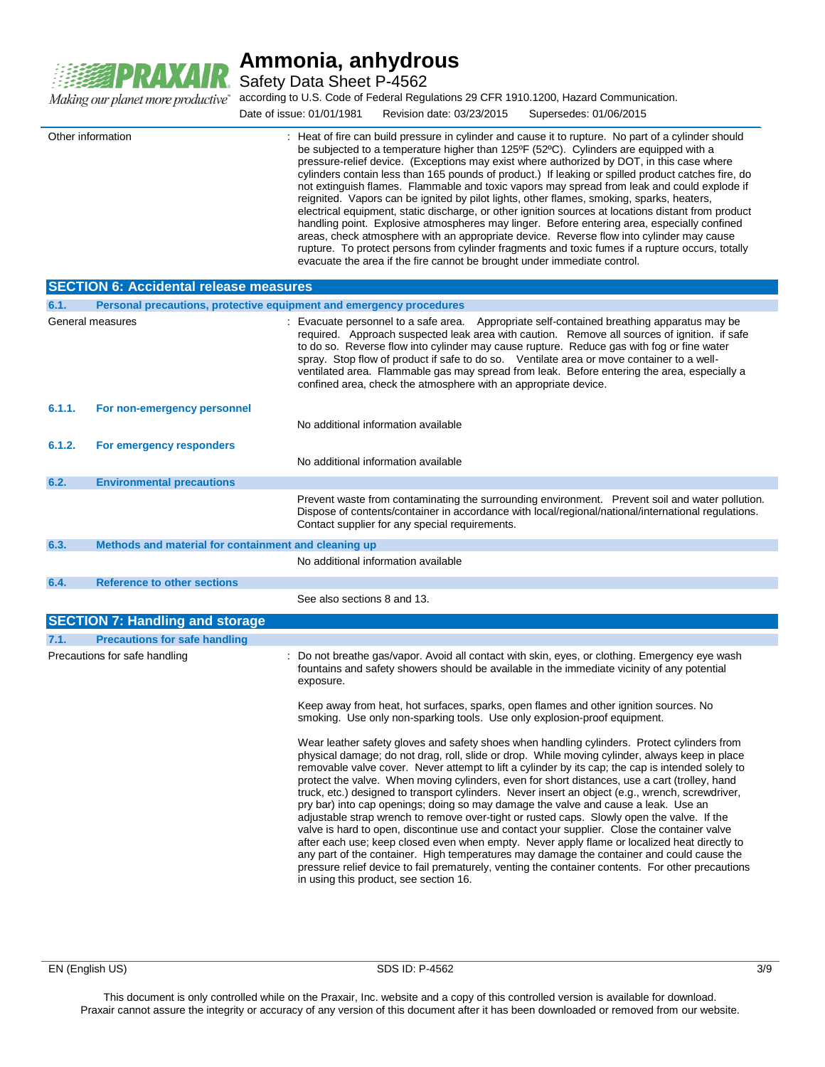Other information : Heat of fire can build pressure in cylinder and cause it to rupture. No part of a cylinder should be subjected to a temperature higher than 125ºF (52ºC). Cylinders are equipped with a pressure-relief device. (Exceptions may exist where authorized by DOT, in this case where cylinders contain less than 165 pounds of product.) If leaking or spilled product catches fire, do not extinguish flames. Flammable and toxic vapors may spread from leak and could explode if reignited. Vapors can be ignited by pilot lights, other flames, smoking, sparks, heaters, electrical equipment, static discharge, or other ignition sources at locations distant from product handling point. Explosive atmospheres may linger. Before entering area, especially confined areas, check atmosphere with an appropriate device. Reverse flow into cylinder may cause rupture. To protect persons from cylinder fragments and toxic fumes if a rupture occurs, totally evacuate the area if the fire cannot be brought under immediate control.

## SECTION 6: Accidental release measures

### 6.1. Personal precautions, protective equipment and emergency procedures

General measures : Evacuate personnel to a safe area. Appropriate self-contained breathing apparatus may be required. Approach suspected leak area with caution. Remove all sources of ignition. if safe to do so. Reverse flow into cylinder may cause rupture. Reduce gas with fog or fine water spray. Stop flow of product if safe to do so. Ventilate area or move container to a well-ventilated area. Flammable gas may spread from leak. Before entering the area, especially a confined area, check the atmosphere with an appropriate device.

#### 6.1.1. For non-emergency personnel

No additional information available

#### 6.1.2. For emergency responders

No additional information available

### 6.2. Environmental precautions

Prevent waste from contaminating the surrounding environment. Prevent soil and water pollution. Dispose of contents/container in accordance with local/regional/national/international regulations. Contact supplier for any special requirements.

### 6.3. Methods and material for containment and cleaning up

No additional information available

### 6.4. Reference to other sections

See also sections 8 and 13.

## SECTION 7: Handling and storage

### 7.1. Precautions for safe handling

Precautions for safe handling : Do not breathe gas/vapor. Avoid all contact with skin, eyes, or clothing. Emergency eye wash fountains and safety showers should be available in the immediate vicinity of any potential exposure.

Keep away from heat, hot surfaces, sparks, open flames and other ignition sources. No smoking. Use only non-sparking tools. Use only explosion-proof equipment.

Wear leather safety gloves and safety shoes when handling cylinders. Protect cylinders from physical damage; do not drag, roll, slide or drop. While moving cylinder, always keep in place removable valve cover. Never attempt to lift a cylinder by its cap; the cap is intended solely to protect the valve. When moving cylinders, even for short distances, use a cart (trolley, hand truck, etc.) designed to transport cylinders. Never insert an object (e.g., wrench, screwdriver, pry bar) into cap openings; doing so may damage the valve and cause a leak. Use an adjustable strap wrench to remove over-tight or rusted caps. Slowly open the valve. If the valve is hard to open, discontinue use and contact your supplier. Close the container valve after each use; keep closed even when empty. Never apply flame or localized heat directly to any part of the container. High temperatures may damage the container and could cause the pressure relief device to fail prematurely, venting the container contents. For other precautions in using this product, see section 16.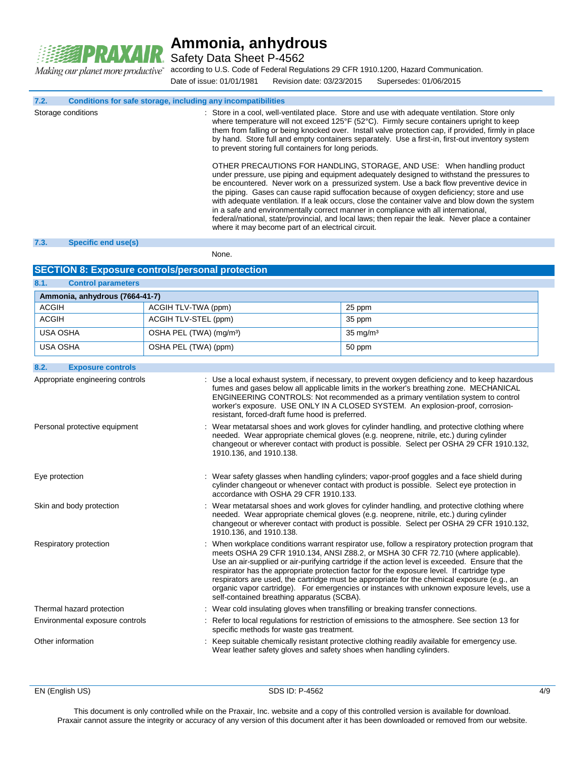### 7.2. Conditions for safe storage, including any incompatibilities

Storage conditions : Store in a cool, well-ventilated place. Store and use with adequate ventilation. Store only where temperature will not exceed 125°F (52°C). Firmly secure containers upright to keep them from falling or being knocked over. Install valve protection cap, if provided, firmly in place by hand. Store full and empty containers separately. Use a first-in, first-out inventory system to prevent storing full containers for long periods.

OTHER PRECAUTIONS FOR HANDLING, STORAGE, AND USE: When handling product under pressure, use piping and equipment adequately designed to withstand the pressures to be encountered. Never work on a pressurized system. Use a back flow preventive device in the piping. Gases can cause rapid suffocation because of oxygen deficiency; store and use with adequate ventilation. If a leak occurs, close the container valve and blow down the system in a safe and environmentally correct manner in compliance with all international, federal/national, state/provincial, and local laws; then repair the leak. Never place a container where it may become part of an electrical circuit.

### 7.3. Specific end use(s)

None.

## SECTION 8: Exposure controls/personal protection

### 8.1. Control parameters

| Ammonia, anhydrous (7664-41-7) | | |
|---|---|---|
| ACGIH | ACGIH TLV-TWA (ppm) | 25 ppm |
| ACGIH | ACGIH TLV-STEL (ppm) | 35 ppm |
| USA OSHA | OSHA PEL (TWA) ($mg/m^3$) | 35 $mg/m^3$ |
| USA OSHA | OSHA PEL (TWA) (ppm) | 50 ppm |

### 8.2. Exposure controls

Appropriate engineering controls : Use a local exhaust system, if necessary, to prevent oxygen deficiency and to keep hazardous fumes and gases below all applicable limits in the worker's breathing zone. MECHANICAL ENGINEERING CONTROLS: Not recommended as a primary ventilation system to control worker's exposure. USE ONLY IN A CLOSED SYSTEM. An explosion-proof, corrosion-resistant, forced-draft fume hood is preferred.

Personal protective equipment : Wear metatarsal shoes and work gloves for cylinder handling, and protective clothing where needed. Wear appropriate chemical gloves (e.g. neoprene, nitrile, etc.) during cylinder changeout or wherever contact with product is possible. Select per OSHA 29 CFR 1910.132, 1910.136, and 1910.138.

Eye protection : Wear safety glasses when handling cylinders; vapor-proof goggles and a face shield during cylinder changeout or whenever contact with product is possible. Select eye protection in accordance with OSHA 29 CFR 1910.133.

Skin and body protection : Wear metatarsal shoes and work gloves for cylinder handling, and protective clothing where needed. Wear appropriate chemical gloves (e.g. neoprene, nitrile, etc.) during cylinder changeout or wherever contact with product is possible. Select per OSHA 29 CFR 1910.132, 1910.136, and 1910.138.

Respiratory protection : When workplace conditions warrant respirator use, follow a respiratory protection program that meets OSHA 29 CFR 1910.134, ANSI Z88.2, or MSHA 30 CFR 72.710 (where applicable). Use an air-supplied or air-purifying cartridge if the action level is exceeded. Ensure that the respirator has the appropriate protection factor for the exposure level. If cartridge type respirators are used, the cartridge must be appropriate for the chemical exposure (e.g., an organic vapor cartridge). For emergencies or instances with unknown exposure levels, use a self-contained breathing apparatus (SCBA).

Thermal hazard protection : Wear cold insulating gloves when transfilling or breaking transfer connections.

Environmental exposure controls : Refer to local regulations for restriction of emissions to the atmosphere. See section 13 for specific methods for waste gas treatment.

Other information : Keep suitable chemically resistant protective clothing readily available for emergency use. Wear leather safety gloves and safety shoes when handling cylinders.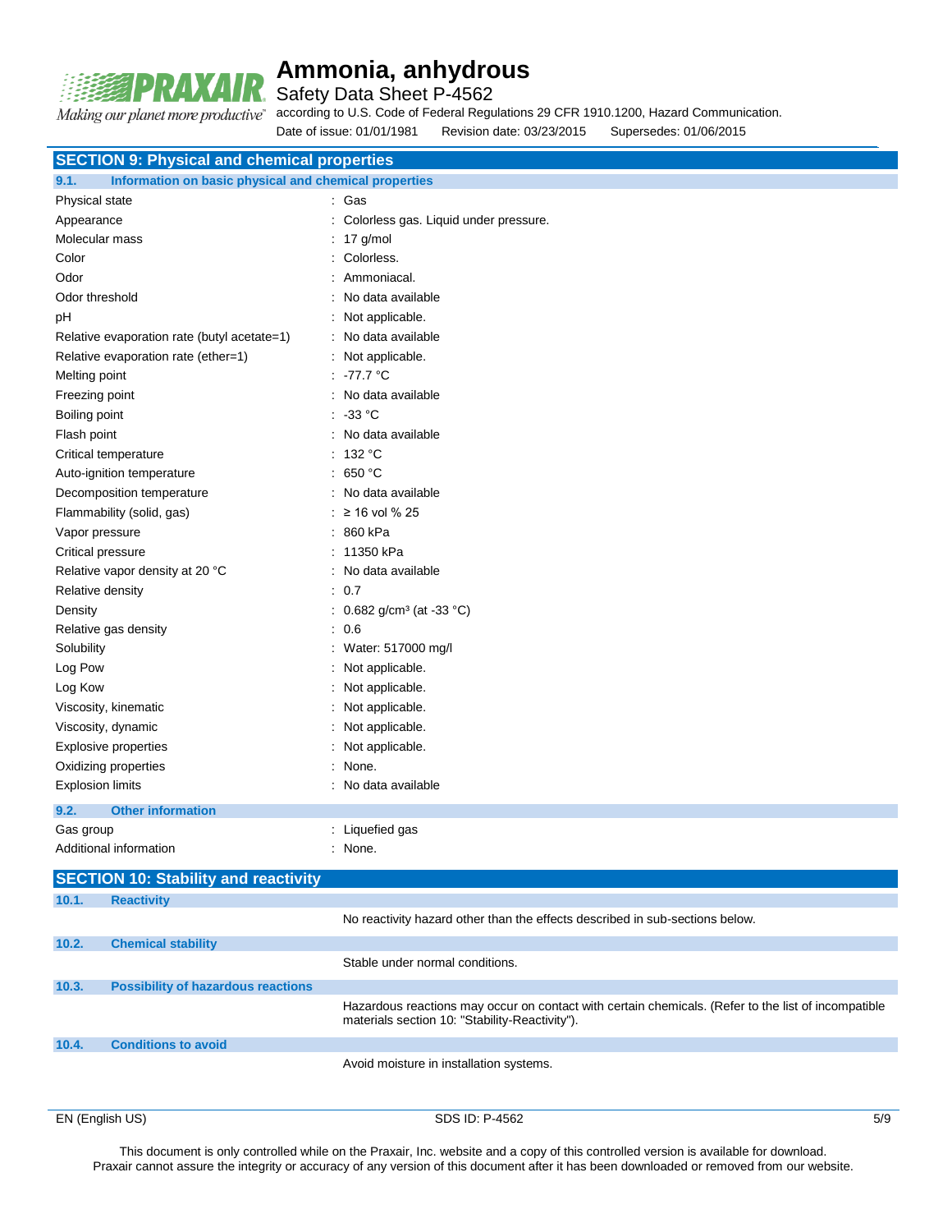## SECTION 9: Physical and chemical properties

### 9.1. Information on basic physical and chemical properties

| Property | Value |
|---|---|
| Physical state | : Gas |
| Appearance | : Colorless gas. Liquid under pressure. |
| Molecular mass | : 17 g/mol |
| Color | : Colorless. |
| Odor | : Ammoniacal. |
| Odor threshold | : No data available |
| pH | : Not applicable. |
| Relative evaporation rate (butyl acetate=1) | : No data available |
| Relative evaporation rate (ether=1) | : Not applicable. |
| Melting point | : -77.7 °C |
| Freezing point | : No data available |
| Boiling point | : -33 °C |
| Flash point | : No data available |
| Critical temperature | : 132 °C |
| Auto-ignition temperature | : 650 °C |
| Decomposition temperature | : No data available |
| Flammability (solid, gas) | : ≥ 16 vol % 25 |
| Vapor pressure | : 860 kPa |
| Critical pressure | : 11350 kPa |
| Relative vapor density at 20 °C | : No data available |
| Relative density | : 0.7 |
| Density | : 0.682 g/cm³ (at -33 °C) |
| Relative gas density | : 0.6 |
| Solubility | : Water: 517000 mg/l |
| Log Pow | : Not applicable. |
| Log Kow | : Not applicable. |
| Viscosity, kinematic | : Not applicable. |
| Viscosity, dynamic | : Not applicable. |
| Explosive properties | : Not applicable. |
| Oxidizing properties | : None. |
| Explosion limits | : No data available |

### 9.2. Other information

| Property | Value |
|---|---|
| Gas group | : Liquefied gas |
| Additional information | : None. |

## SECTION 10: Stability and reactivity

### 10.1. Reactivity

No reactivity hazard other than the effects described in sub-sections below.

### 10.2. Chemical stability

Stable under normal conditions.

### 10.3. Possibility of hazardous reactions

Hazardous reactions may occur on contact with certain chemicals. (Refer to the list of incompatible materials section 10: "Stability-Reactivity").

### 10.4. Conditions to avoid

Avoid moisture in installation systems.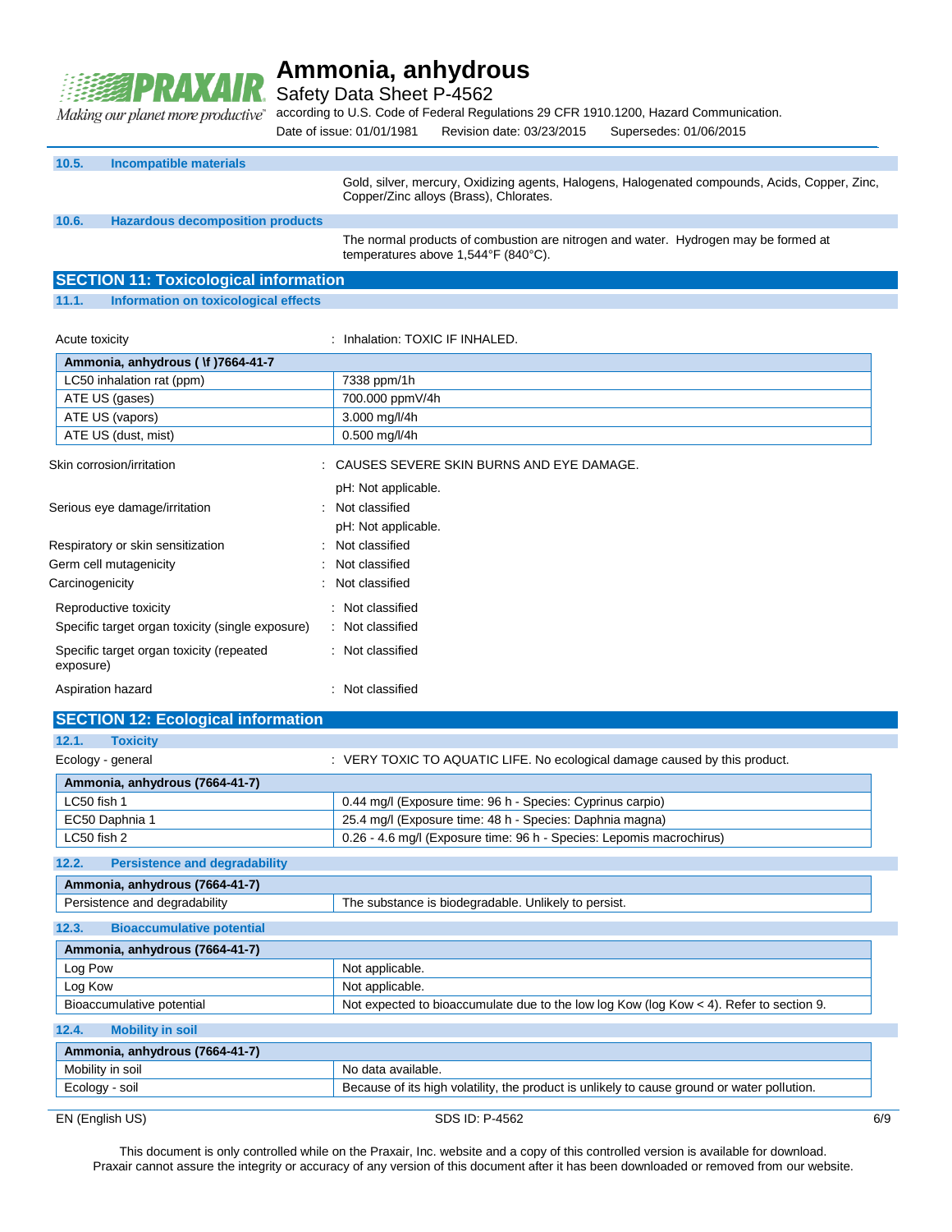### 10.5. Incompatible materials

Gold, silver, mercury, Oxidizing agents, Halogens, Halogenated compounds, Acids, Copper, Zinc, Copper/Zinc alloys (Brass), Chlorates.

### 10.6. Hazardous decomposition products

The normal products of combustion are nitrogen and water. Hydrogen may be formed at temperatures above 1,544°F (840°C).

## SECTION 11: Toxicological information

### 11.1. Information on toxicological effects

Acute toxicity : Inhalation: TOXIC IF INHALED.

| Ammonia, anhydrous ( \f )7664-41-7 | |
|---|---|
| LC50 inhalation rat (ppm) | 7338 ppm/1h |
| ATE US (gases) | 700.000 ppmV/4h |
| ATE US (vapors) | 3.000 mg/l/4h |
| ATE US (dust, mist) | 0.500 mg/l/4h |

Skin corrosion/irritation : CAUSES SEVERE SKIN BURNS AND EYE DAMAGE.

pH: Not applicable.

Serious eye damage/irritation : Not classified

pH: Not applicable.

Respiratory or skin sensitization : Not classified

Germ cell mutagenicity : Not classified

Carcinogenicity : Not classified

Reproductive toxicity : Not classified

Specific target organ toxicity (single exposure) : Not classified

Specific target organ toxicity (repeated exposure) : Not classified

Aspiration hazard : Not classified

## SECTION 12: Ecological information

### 12.1. Toxicity

Ecology - general : VERY TOXIC TO AQUATIC LIFE. No ecological damage caused by this product.

| Ammonia, anhydrous (7664-41-7) | |
|---|---|
| LC50 fish 1 | 0.44 mg/l (Exposure time: 96 h - Species: Cyprinus carpio) |
| EC50 Daphnia 1 | 25.4 mg/l (Exposure time: 48 h - Species: Daphnia magna) |
| LC50 fish 2 | 0.26 - 4.6 mg/l (Exposure time: 96 h - Species: Lepomis macrochirus) |

### 12.2. Persistence and degradability

| Ammonia, anhydrous (7664-41-7) | |
|---|---|
| Persistence and degradability | The substance is biodegradable. Unlikely to persist. |

### 12.3. Bioaccumulative potential

| Ammonia, anhydrous (7664-41-7) | |
|---|---|
| Log Pow | Not applicable. |
| Log Kow | Not applicable. |
| Bioaccumulative potential | Not expected to bioaccumulate due to the low log Kow (log Kow < 4). Refer to section 9. |

### 12.4. Mobility in soil

| Ammonia, anhydrous (7664-41-7) | |
|---|---|
| Mobility in soil | No data available. |
| Ecology - soil | Because of its high volatility, the product is unlikely to cause ground or water pollution. |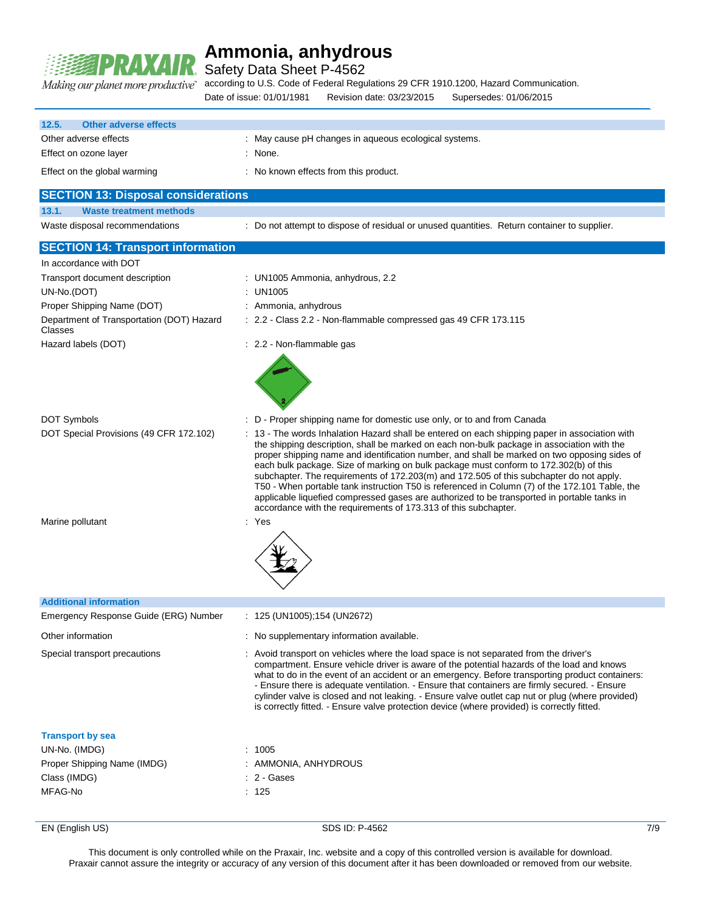### 12.5. Other adverse effects

| | |
|---|---|
| Other adverse effects | : May cause pH changes in aqueous ecological systems. |
| Effect on ozone layer | : None. |
| Effect on the global warming | : No known effects from this product. |

## SECTION 13: Disposal considerations

### 13.1. Waste treatment methods

| | |
|---|---|
| Waste disposal recommendations | : Do not attempt to dispose of residual or unused quantities. Return container to supplier. |

## SECTION 14: Transport information

In accordance with DOT

| | |
|---|---|
| Transport document description | : UN1005 Ammonia, anhydrous, 2.2 |
| UN-No.(DOT) | : UN1005 |
| Proper Shipping Name (DOT) | : Ammonia, anhydrous |
| Department of Transportation (DOT) Hazard Classes | : 2.2 - Class 2.2 - Non-flammable compressed gas 49 CFR 173.115 |
| Hazard labels (DOT) | : 2.2 - Non-flammable gas |
| DOT Symbols | : D - Proper shipping name for domestic use only, or to and from Canada |
| DOT Special Provisions (49 CFR 172.102) | : 13 - The words Inhalation Hazard shall be entered on each shipping paper in association with the shipping description, shall be marked on each non-bulk package in association with the proper shipping name and identification number, and shall be marked on two opposing sides of each bulk package. Size of marking on bulk package must conform to 172.302(b) of this subchapter. The requirements of 172.203(m) and 172.505 of this subchapter do not apply. T50 - When portable tank instruction T50 is referenced in Column (7) of the 172.101 Table, the applicable liquefied compressed gases are authorized to be transported in portable tanks in accordance with the requirements of 173.313 of this subchapter. |
| Marine pollutant | : Yes |

### Additional information

| | |
|---|---|
| Emergency Response Guide (ERG) Number | : 125 (UN1005);154 (UN2672) |
| Other information | : No supplementary information available. |
| Special transport precautions | : Avoid transport on vehicles where the load space is not separated from the driver's compartment. Ensure vehicle driver is aware of the potential hazards of the load and knows what to do in the event of an accident or an emergency. Before transporting product containers: - Ensure there is adequate ventilation. - Ensure that containers are firmly secured. - Ensure cylinder valve is closed and not leaking. - Ensure valve outlet cap nut or plug (where provided) is correctly fitted. - Ensure valve protection device (where provided) is correctly fitted. |

### Transport by sea

| | |
|---|---|
| UN-No. (IMDG) | : 1005 |
| Proper Shipping Name (IMDG) | : AMMONIA, ANHYDROUS |
| Class (IMDG) | : 2 - Gases |
| MFAG-No | : 125 |

This document is only controlled while on the Praxair, Inc. website and a copy of this controlled version is available for download. Praxair cannot assure the integrity or accuracy of any version of this document after it has been downloaded or removed from our website.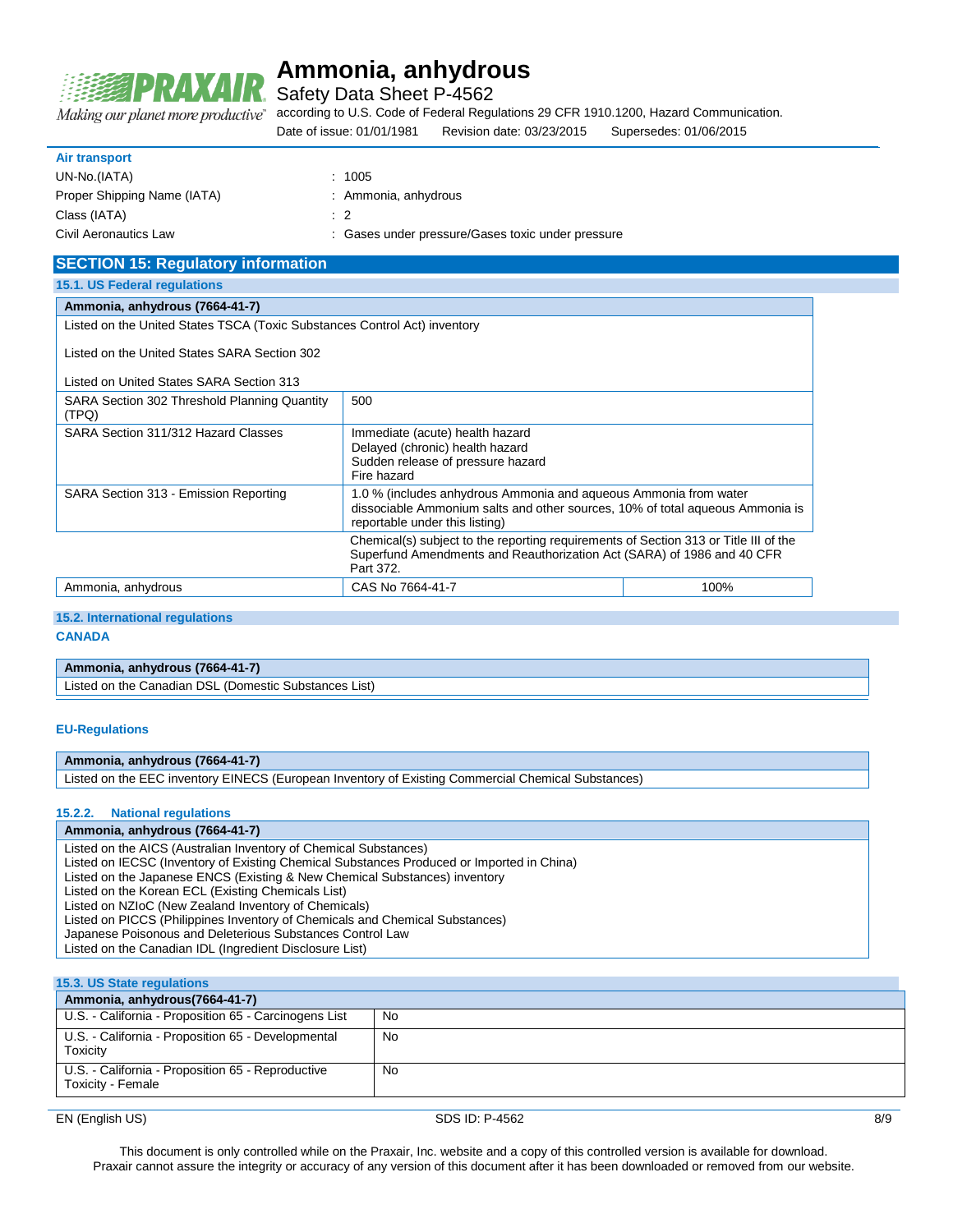**Air transport**

| | |
|---|---|
| UN-No.(IATA) | : 1005 |
| Proper Shipping Name (IATA) | : Ammonia, anhydrous |
| Class (IATA) | : 2 |
| Civil Aeronautics Law | : Gases under pressure/Gases toxic under pressure |

## SECTION 15: Regulatory information

### 15.1. US Federal regulations

| Ammonia, anhydrous (7664-41-7) | | |
|---|---|---|
| Listed on the United States TSCA (Toxic Substances Control Act) inventory<br><br>Listed on the United States SARA Section 302<br><br>Listed on United States SARA Section 313 | | |
| SARA Section 302 Threshold Planning Quantity (TPQ) | 500 | |
| SARA Section 311/312 Hazard Classes | Immediate (acute) health hazard<br>Delayed (chronic) health hazard<br>Sudden release of pressure hazard<br>Fire hazard | |
| SARA Section 313 - Emission Reporting | 1.0 % (includes anhydrous Ammonia and aqueous Ammonia from water dissociable Ammonium salts and other sources, 10% of total aqueous Ammonia is reportable under this listing) | |
| | Chemical(s) subject to the reporting requirements of Section 313 or Title III of the Superfund Amendments and Reauthorization Act (SARA) of 1986 and 40 CFR Part 372. | |
| Ammonia, anhydrous | CAS No 7664-41-7 | 100% |

### 15.2. International regulations

**CANADA**

| Ammonia, anhydrous (7664-41-7) |
|---|
| Listed on the Canadian DSL (Domestic Substances List) |

**EU-Regulations**

| Ammonia, anhydrous (7664-41-7) |
|---|
| Listed on the EEC inventory EINECS (European Inventory of Existing Commercial Chemical Substances) |

#### 15.2.2. National regulations

| Ammonia, anhydrous (7664-41-7) |
|---|
| Listed on the AICS (Australian Inventory of Chemical Substances)<br>Listed on IECSC (Inventory of Existing Chemical Substances Produced or Imported in China)<br>Listed on the Japanese ENCS (Existing & New Chemical Substances) inventory<br>Listed on the Korean ECL (Existing Chemicals List)<br>Listed on NZIoC (New Zealand Inventory of Chemicals)<br>Listed on PICCS (Philippines Inventory of Chemicals and Chemical Substances)<br>Japanese Poisonous and Deleterious Substances Control Law<br>Listed on the Canadian IDL (Ingredient Disclosure List) |

### 15.3. US State regulations

| Ammonia, anhydrous(7664-41-7) | |
|---|---|
| U.S. - California - Proposition 65 - Carcinogens List | No |
| U.S. - California - Proposition 65 - Developmental Toxicity | No |
| U.S. - California - Proposition 65 - Reproductive Toxicity - Female | No |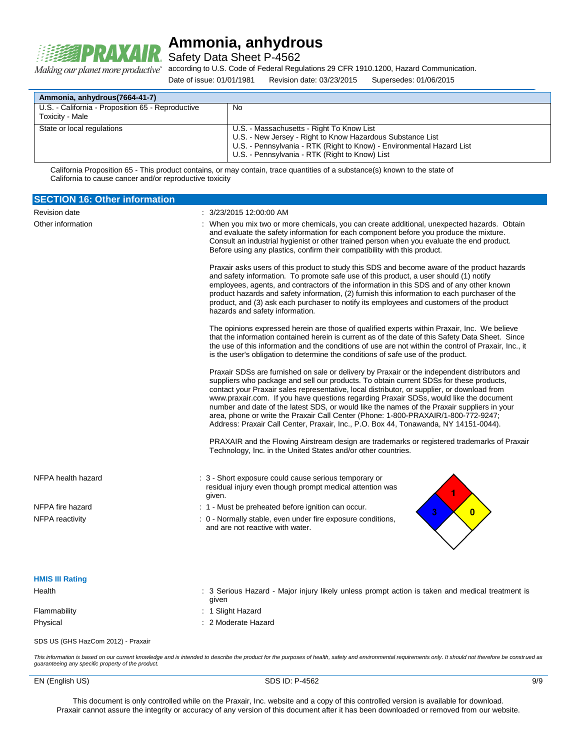| Ammonia, anhydrous(7664-41-7) | |
|---|---|
| U.S. - California - Proposition 65 - Reproductive Toxicity - Male | No |
| State or local regulations | U.S. - Massachusetts - Right To Know List<br>U.S. - New Jersey - Right to Know Hazardous Substance List<br>U.S. - Pennsylvania - RTK (Right to Know) - Environmental Hazard List<br>U.S. - Pennsylvania - RTK (Right to Know) List |

California Proposition 65 - This product contains, or may contain, trace quantities of a substance(s) known to the state of California to cause cancer and/or reproductive toxicity

## SECTION 16: Other information

Revision date : 3/23/2015 12:00:00 AM

Other information : When you mix two or more chemicals, you can create additional, unexpected hazards. Obtain and evaluate the safety information for each component before you produce the mixture. Consult an industrial hygienist or other trained person when you evaluate the end product. Before using any plastics, confirm their compatibility with this product.

Praxair asks users of this product to study this SDS and become aware of the product hazards and safety information. To promote safe use of this product, a user should (1) notify employees, agents, and contractors of the information in this SDS and of any other known product hazards and safety information, (2) furnish this information to each purchaser of the product, and (3) ask each purchaser to notify its employees and customers of the product hazards and safety information.

The opinions expressed herein are those of qualified experts within Praxair, Inc. We believe that the information contained herein is current as of the date of this Safety Data Sheet. Since the use of this information and the conditions of use are not within the control of Praxair, Inc., it is the user's obligation to determine the conditions of safe use of the product.

Praxair SDSs are furnished on sale or delivery by Praxair or the independent distributors and suppliers who package and sell our products. To obtain current SDSs for these products, contact your Praxair sales representative, local distributor, or supplier, or download from www.praxair.com. If you have questions regarding Praxair SDSs, would like the document number and date of the latest SDS, or would like the names of the Praxair suppliers in your area, phone or write the Praxair Call Center (Phone: 1-800-PRAXAIR/1-800-772-9247; Address: Praxair Call Center, Praxair, Inc., P.O. Box 44, Tonawanda, NY 14151-0044).

PRAXAIR and the Flowing Airstream design are trademarks or registered trademarks of Praxair Technology, Inc. in the United States and/or other countries.

NFPA health hazard : 3 - Short exposure could cause serious temporary or residual injury even though prompt medical attention was given.

NFPA fire hazard : 1 - Must be preheated before ignition can occur.

NFPA reactivity : 0 - Normally stable, even under fire exposure conditions, and are not reactive with water.

1

3

0

### HMIS III Rating

Health : 3 Serious Hazard - Major injury likely unless prompt action is taken and medical treatment is given

Flammability : 1 Slight Hazard

Physical : 2 Moderate Hazard

SDS US (GHS HazCom 2012) - Praxair

*This information is based on our current knowledge and is intended to describe the product for the purposes of health, safety and environmental requirements only. It should not therefore be construed as guaranteeing any specific property of the product.*

This document is only controlled while on the Praxair, Inc. website and a copy of this controlled version is available for download. Praxair cannot assure the integrity or accuracy of any version of this document after it has been downloaded or removed from our website.